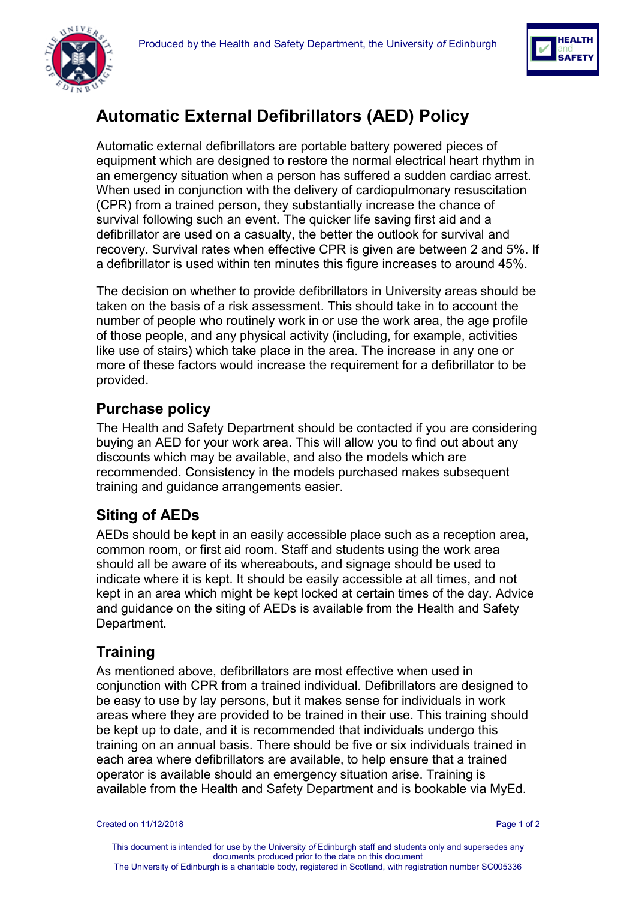# Automatic External Defibrillators (AED) Policy

Automatic external defibrillators are portable battery powered pieces of equipment which are designed to restore the normal electrical heart rhythm in an emergency situation when a person has suffered a sudden cardiac arrest. When used in conjunction with the delivery of cardiopulmonary resuscitation (CPR) from a trained person, they substantially increase the chance of survival following such an event. The quicker life saving first aid and a defibrillator are used on a casualty, the better the outlook for survival and recovery. Survival rates when effective CPR is given are between 2 and 5%. If a defibrillator is used within ten minutes this figure increases to around 45%.

The decision on whether to provide defibrillators in University areas should be taken on the basis of a risk assessment. This should take in to account the number of people who routinely work in or use the work area, the age profile of those people, and any physical activity (including, for example, activities like use of stairs) which take place in the area. The increase in any one or more of these factors would increase the requirement for a defibrillator to be provided.

## Purchase policy

The Health and Safety Department should be contacted if you are considering buying an AED for your work area. This will allow you to find out about any discounts which may be available, and also the models which are recommended. Consistency in the models purchased makes subsequent training and guidance arrangements easier.

## Siting of AEDs

AEDs should be kept in an easily accessible place such as a reception area, common room, or first aid room. Staff and students using the work area should all be aware of its whereabouts, and signage should be used to indicate where it is kept. It should be easily accessible at all times, and not kept in an area which might be kept locked at certain times of the day. Advice and guidance on the siting of AEDs is available from the Health and Safety Department.

## Training

As mentioned above, defibrillators are most effective when used in conjunction with CPR from a trained individual. Defibrillators are designed to be easy to use by lay persons, but it makes sense for individuals in work areas where they are provided to be trained in their use. This training should be kept up to date, and it is recommended that individuals undergo this training on an annual basis. There should be five or six individuals trained in each area where defibrillators are available, to help ensure that a trained operator is available should an emergency situation arise. Training is available from the Health and Safety Department and is bookable via MyEd.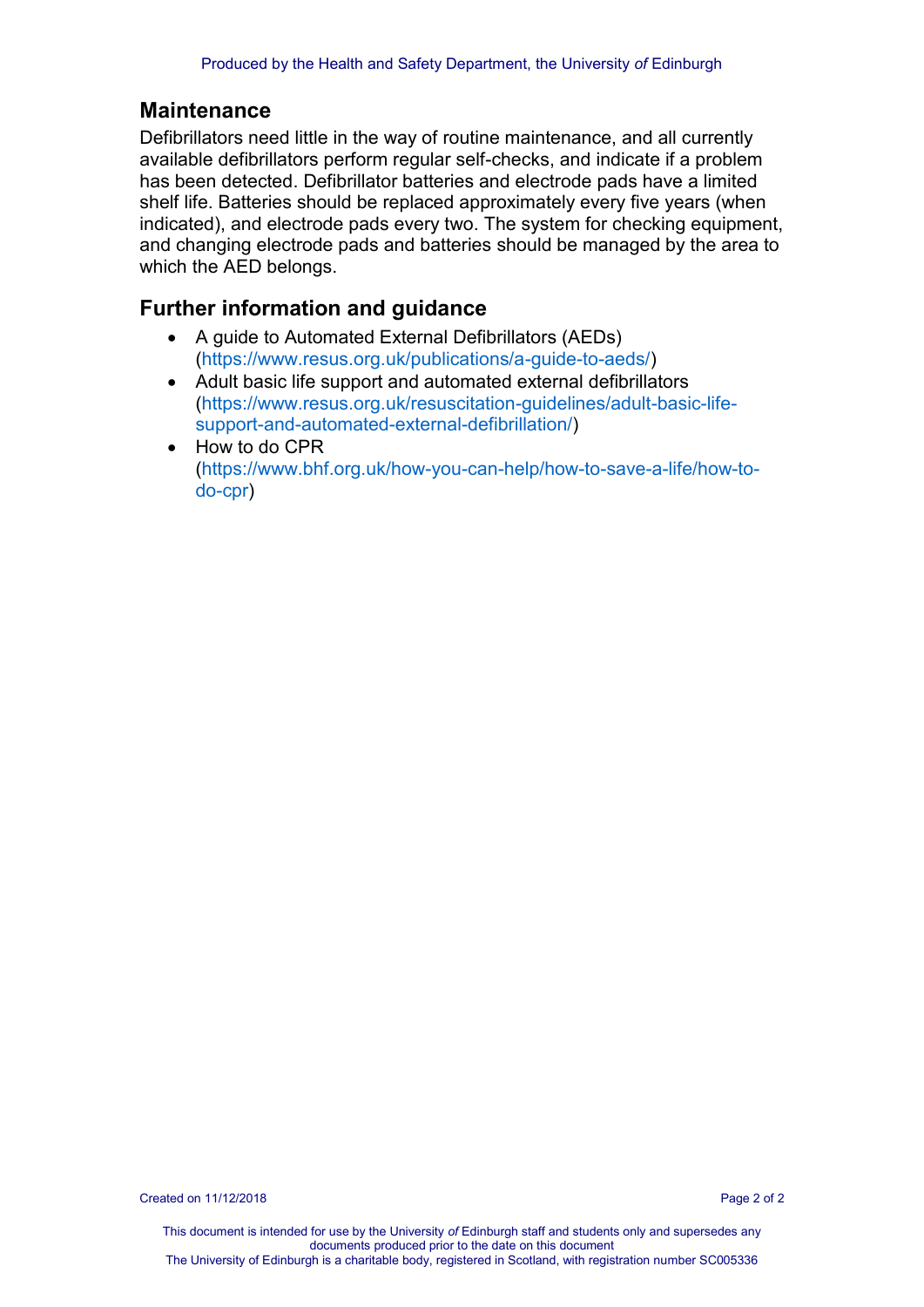## Maintenance

Defibrillators need little in the way of routine maintenance, and all currently available defibrillators perform regular self-checks, and indicate if a problem has been detected. Defibrillator batteries and electrode pads have a limited shelf life. Batteries should be replaced approximately every five years (when indicated), and electrode pads every two. The system for checking equipment, and changing electrode pads and batteries should be managed by the area to which the AED belongs.

## Further information and guidance

- A guide to Automated External Defibrillators (AEDs) (https://www.resus.org.uk/publications/a-guide-to-aeds/)
- Adult basic life support and automated external defibrillators (https://www.resus.org.uk/resuscitation-guidelines/adult-basic-life-support-and-automated-external-defibrillation/)
- How to do CPR (https://www.bhf.org.uk/how-you-can-help/how-to-save-a-life/how-to-do-cpr)